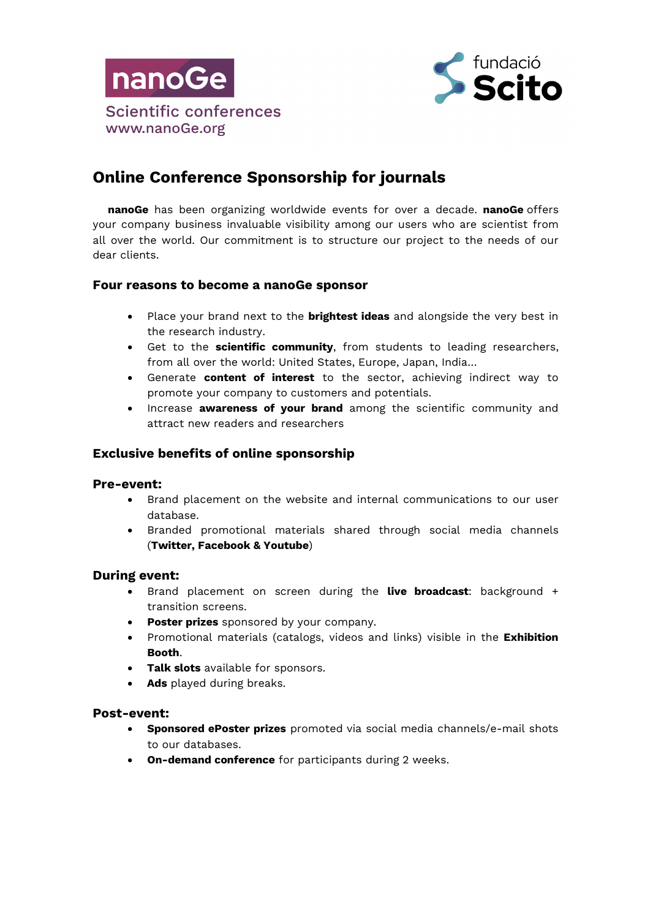nanoGe

Scientific conferences
www.nanoGe.org

fundació
Scito

# Online Conference Sponsorship for journals

**nanoGe** has been organizing worldwide events for over a decade. **nanoGe** offers your company business invaluable visibility among our users who are scientist from all over the world. Our commitment is to structure our project to the needs of our dear clients.

### Four reasons to become a nanoGe sponsor

- Place your brand next to the **brightest ideas** and alongside the very best in the research industry.
- Get to the **scientific community**, from students to leading researchers, from all over the world: United States, Europe, Japan, India...
- Generate **content of interest** to the sector, achieving indirect way to promote your company to customers and potentials.
- Increase **awareness of your brand** among the scientific community and attract new readers and researchers

### Exclusive benefits of online sponsorship

#### Pre-event:

- Brand placement on the website and internal communications to our user database.
- Branded promotional materials shared through social media channels (**Twitter, Facebook & Youtube**)

#### During event:

- Brand placement on screen during the **live broadcast**: background + transition screens.
- **Poster prizes** sponsored by your company.
- Promotional materials (catalogs, videos and links) visible in the **Exhibition Booth**.
- **Talk slots** available for sponsors.
- **Ads** played during breaks.

#### Post-event:

- **Sponsored ePoster prizes** promoted via social media channels/e-mail shots to our databases.
- **On-demand conference** for participants during 2 weeks.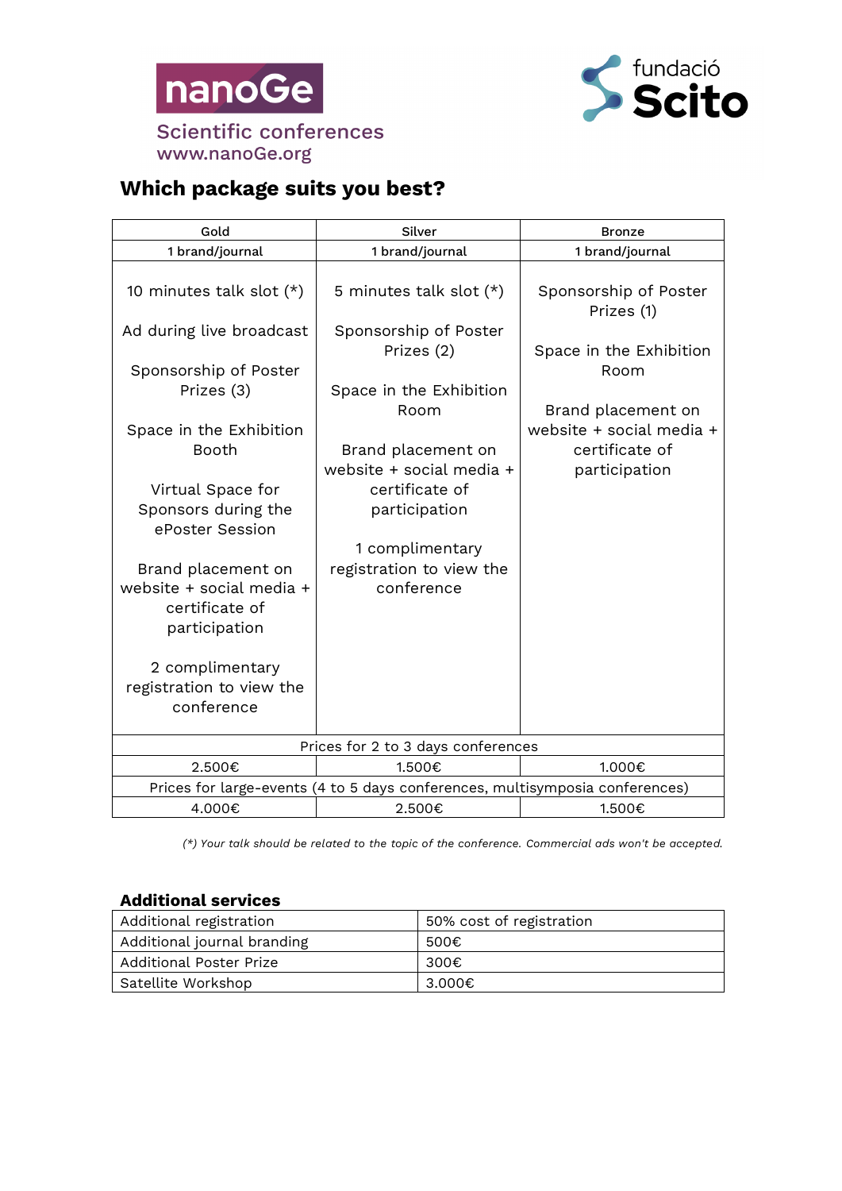nanoGe

Scientific conferences

www.nanoGe.org

fundació Scito

## Which package suits you best?

| Gold | Silver | Bronze |
|---|---|---|
| 1 brand/journal | 1 brand/journal | 1 brand/journal |
| 10 minutes talk slot (*)<br><br>Ad during live broadcast<br><br>Sponsorship of Poster Prizes (3)<br><br>Space in the Exhibition Booth<br><br>Virtual Space for Sponsors during the ePoster Session<br><br>Brand placement on website + social media + certificate of participation<br><br>2 complimentary registration to view the conference | 5 minutes talk slot (*)<br><br>Sponsorship of Poster Prizes (2)<br><br>Space in the Exhibition Room<br><br>Brand placement on website + social media + certificate of participation<br><br>1 complimentary registration to view the conference | Sponsorship of Poster Prizes (1)<br><br>Space in the Exhibition Room<br><br>Brand placement on website + social media + certificate of participation |
| Prices for 2 to 3 days conferences | | |
| 2.500€ | 1.500€ | 1.000€ |
| Prices for large-events (4 to 5 days conferences, multisymposia conferences) | | |
| 4.000€ | 2.500€ | 1.500€ |

*(*) Your talk should be related to the topic of the conference. Commercial ads won't be accepted.*

### Additional services

| | |
|---|---|
| Additional registration | 50% cost of registration |
| Additional journal branding | 500€ |
| Additional Poster Prize | 300€ |
| Satellite Workshop | 3.000€ |